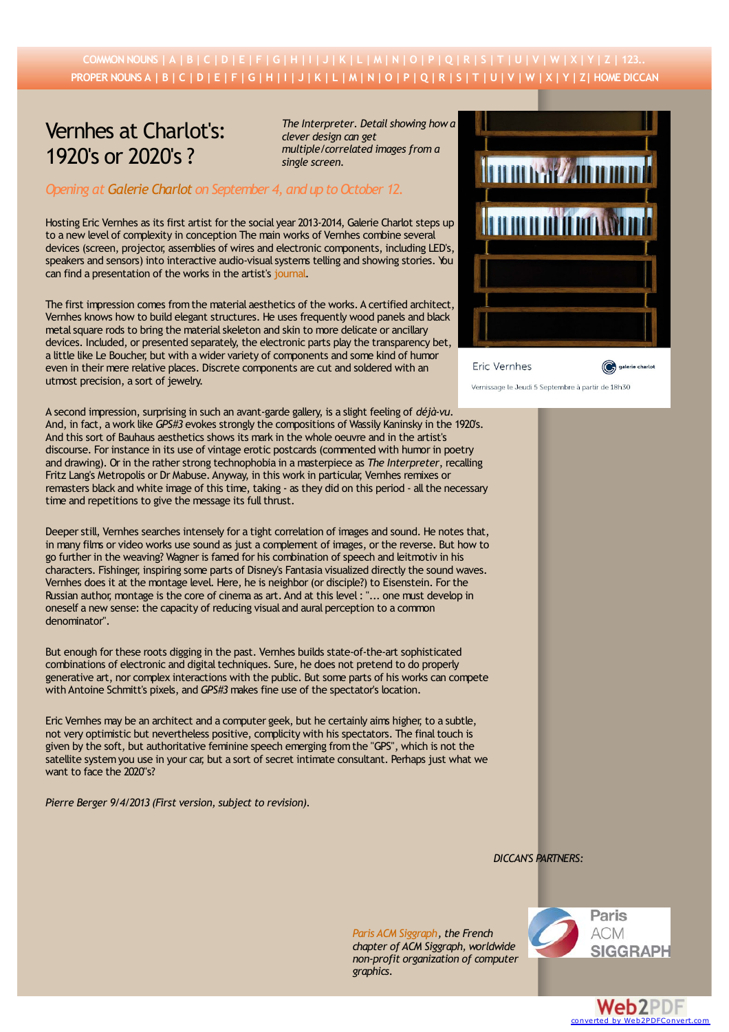COMMON NOUNS | A | B | C | D | E | F | G | H | I | J | K | L | M | N | O | P | Q | R | S | T | U | V | W | X | Y | Z | 123..
PROPER NOUNS A | B | C | D | E | F | G | H | I | J | K | L | M | N | O | P | Q | R | S | T | U | V | W | X | Y | Z | HOME DICCAN

# Vernhes at Charlot's: 1920's or 2020's ?

*The Interpreter. Detail showing how a clever design can get multiple/correlated images from a single screen.*

Eric Vernhes

galerie charlot

Vernissage le Jeudi 5 Septembre à partir de 18h30

## Opening at Galerie Charlot on September 4, and up to October 12.

Hosting Eric Vernhes as its first artist for the social year 2013-2014, Galerie Charlot steps up to a new level of complexity in conception The main works of Vernhes combine several devices (screen, projector, assemblies of wires and electronic components, including LED's, speakers and sensors) into interactive audio-visual systems telling and showing stories. You can find a presentation of the works in the artist's journal.

The first impression comes from the material aesthetics of the works. A certified architect, Vernhes knows how to build elegant structures. He uses frequently wood panels and black metal square rods to bring the material skeleton and skin to more delicate or ancillary devices. Included, or presented separately, the electronic parts play the transparency bet, a little like Le Boucher, but with a wider variety of components and some kind of humor even in their mere relative places. Discrete components are cut and soldered with an utmost precision, a sort of jewelry.

A second impression, surprising in such an avant-garde gallery, is a slight feeling of *déjà-vu*. And, in fact, a work like *GPS#3* evokes strongly the compositions of Wassily Kaninsky in the 1920's. And this sort of Bauhaus aesthetics shows its mark in the whole oeuvre and in the artist's discourse. For instance in its use of vintage erotic postcards (commented with humor in poetry and drawing). Or in the rather strong technophobia in a masterpiece as *The Interpreter*, recalling Fritz Lang's Metropolis or Dr Mabuse. Anyway, in this work in particular, Vernhes remixes or remasters black and white image of this time, taking - as they did on this period - all the necessary time and repetitions to give the message its full thrust.

Deeper still, Vernhes searches intensely for a tight correlation of images and sound. He notes that, in many films or video works use sound as just a complement of images, or the reverse. But how to go further in the weaving? Wagner is famed for his combination of speech and leitmotiv in his characters. Fishinger, inspiring some parts of Disney's Fantasia visualized directly the sound waves. Vernhes does it at the montage level. Here, he is neighbor (or disciple?) to Eisenstein. For the Russian author, montage is the core of cinema as art. And at this level : "... one must develop in oneself a new sense: the capacity of reducing visual and aural perception to a common denominator".

But enough for these roots digging in the past. Vernhes builds state-of-the-art sophisticated combinations of electronic and digital techniques. Sure, he does not pretend to do properly generative art, nor complex interactions with the public. But some parts of his works can compete with Antoine Schmitt's pixels, and *GPS#3* makes fine use of the spectator's location.

Eric Vernhes may be an architect and a computer geek, but he certainly aims higher, to a subtle, not very optimistic but nevertheless positive, complicity with his spectators. The final touch is given by the soft, but authoritative feminine speech emerging from the "GPS", which is not the satellite system you use in your car, but a sort of secret intimate consultant. Perhaps just what we want to face the 2020's?

*Pierre Berger 9/4/2013 (First version, subject to revision).*

*DICCAN'S PARTNERS:*

*Paris ACM Siggraph, the French chapter of ACM Siggraph, worldwide non-profit organization of computer graphics.*

Paris ACM SIGGRAPH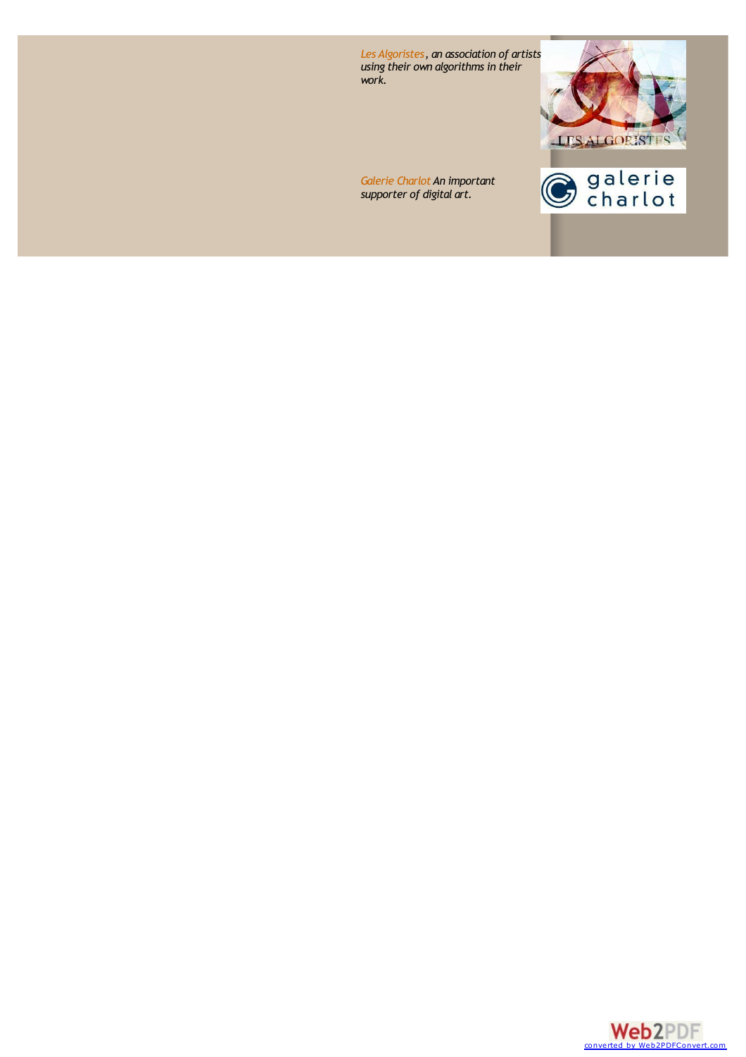*Les Algoristes, an association of artists using their own algorithms in their work.*

*Galerie Charlot An important supporter of digital art.*